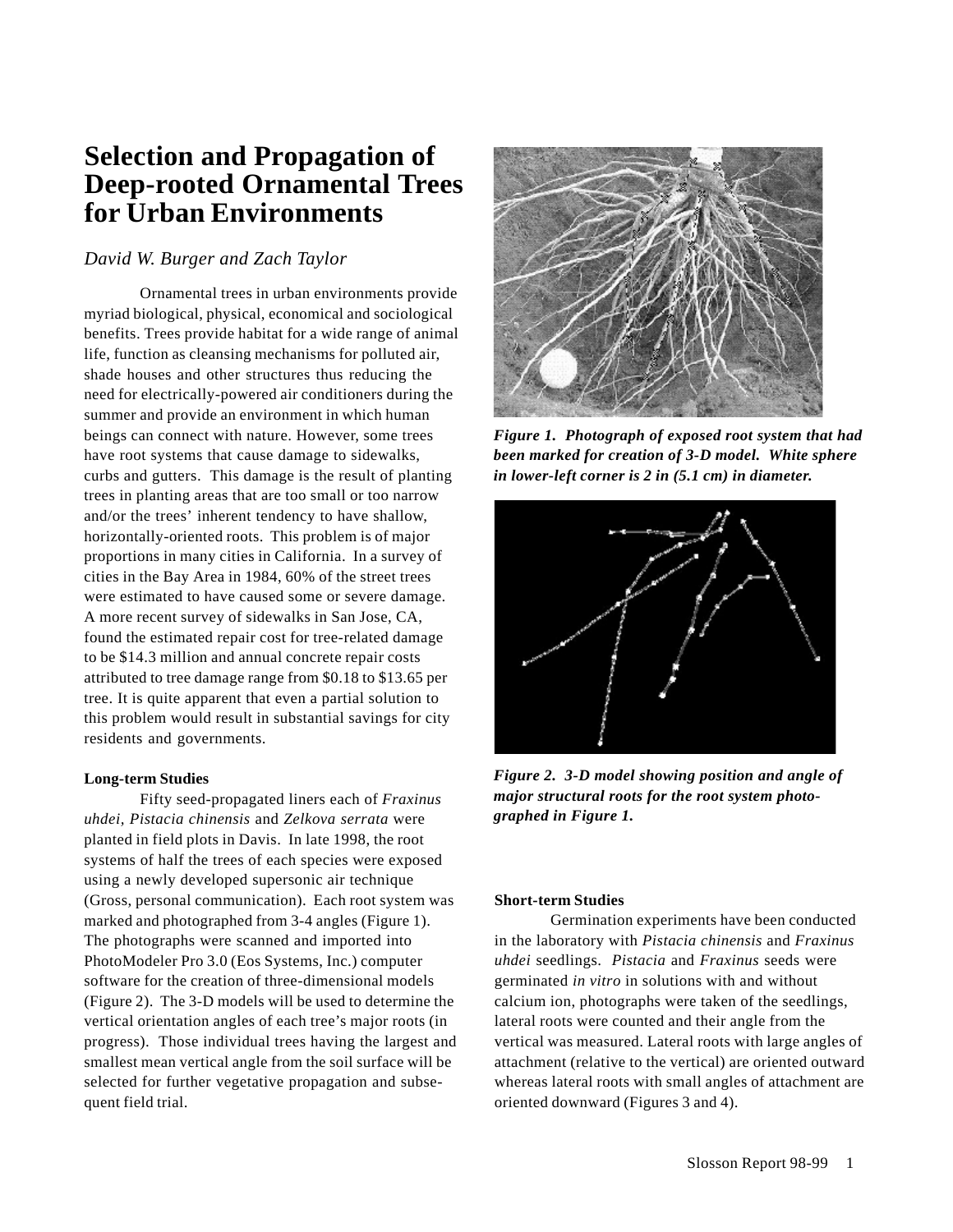# Selection and Propagation of Deep-rooted Ornamental Trees for Urban Environments

*David W. Burger and Zach Taylor*

Ornamental trees in urban environments provide myriad biological, physical, economical and sociological benefits. Trees provide habitat for a wide range of animal life, function as cleansing mechanisms for polluted air, shade houses and other structures thus reducing the need for electrically-powered air conditioners during the summer and provide an environment in which human beings can connect with nature. However, some trees have root systems that cause damage to sidewalks, curbs and gutters. This damage is the result of planting trees in planting areas that are too small or too narrow and/or the trees' inherent tendency to have shallow, horizontally-oriented roots. This problem is of major proportions in many cities in California. In a survey of cities in the Bay Area in 1984, 60% of the street trees were estimated to have caused some or severe damage. A more recent survey of sidewalks in San Jose, CA, found the estimated repair cost for tree-related damage to be $14.3 million and annual concrete repair costs attributed to tree damage range from $0.18 to $13.65 per tree. It is quite apparent that even a partial solution to this problem would result in substantial savings for city residents and governments.

**Long-term Studies**

Fifty seed-propagated liners each of *Fraxinus uhdei, Pistacia chinensis* and *Zelkova serrata* were planted in field plots in Davis. In late 1998, the root systems of half the trees of each species were exposed using a newly developed supersonic air technique (Gross, personal communication). Each root system was marked and photographed from 3-4 angles (Figure 1). The photographs were scanned and imported into PhotoModeler Pro 3.0 (Eos Systems, Inc.) computer software for the creation of three-dimensional models (Figure 2). The 3-D models will be used to determine the vertical orientation angles of each tree's major roots (in progress). Those individual trees having the largest and smallest mean vertical angle from the soil surface will be selected for further vegetative propagation and subsequent field trial.

***Figure 1. Photograph of exposed root system that had been marked for creation of 3-D model. White sphere in lower-left corner is 2 in (5.1 cm) in diameter.***

***Figure 2. 3-D model showing position and angle of major structural roots for the root system photographed in Figure 1.***

**Short-term Studies**

Germination experiments have been conducted in the laboratory with *Pistacia chinensis* and *Fraxinus uhdei* seedlings. *Pistacia* and *Fraxinus* seeds were germinated *in vitro* in solutions with and without calcium ion, photographs were taken of the seedlings, lateral roots were counted and their angle from the vertical was measured. Lateral roots with large angles of attachment (relative to the vertical) are oriented outward whereas lateral roots with small angles of attachment are oriented downward (Figures 3 and 4).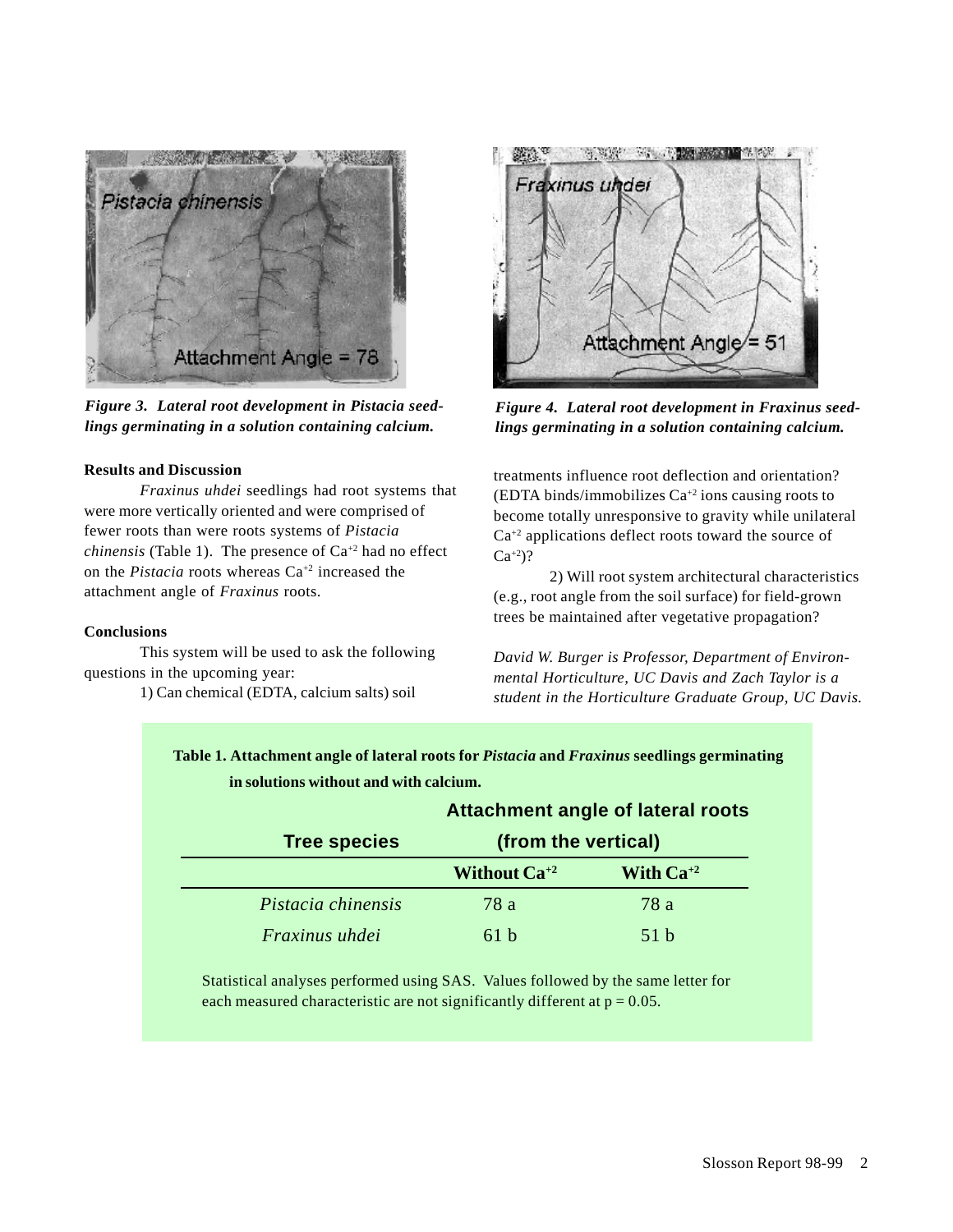Pistacia chinensis

Attachment Angle = 78

***Figure 3. Lateral root development in Pistacia seedlings germinating in a solution containing calcium.***

Fraxinus uhdei

Attachment Angle = 51

***Figure 4. Lateral root development in Fraxinus seedlings germinating in a solution containing calcium.***

**Results and Discussion**

*Fraxinus uhdei* seedlings had root systems that were more vertically oriented and were comprised of fewer roots than were roots systems of *Pistacia chinensis* (Table 1). The presence of $Ca^{+2}$ had no effect on the *Pistacia* roots whereas $Ca^{+2}$ increased the attachment angle of *Fraxinus* roots.

**Conclusions**

This system will be used to ask the following questions in the upcoming year:

1) Can chemical (EDTA, calcium salts) soil treatments influence root deflection and orientation? (EDTA binds/immobilizes $Ca^{+2}$ ions causing roots to become totally unresponsive to gravity while unilateral $Ca^{+2}$ applications deflect roots toward the source of $Ca^{+2}$)?

2) Will root system architectural characteristics (e.g., root angle from the soil surface) for field-grown trees be maintained after vegetative propagation?

*David W. Burger is Professor, Department of Environmental Horticulture, UC Davis and Zach Taylor is a student in the Horticulture Graduate Group, UC Davis.*

**Table 1. Attachment angle of lateral roots for *Pistacia* and *Fraxinus* seedlings germinating in solutions without and with calcium.**

| Tree species | Attachment angle of lateral roots (from the vertical) | |
|---|---|---|
| | Without $Ca^{+2}$ | With $Ca^{+2}$ |
| *Pistacia chinensis* | 78 a | 78 a |
| *Fraxinus uhdei* | 61 b | 51 b |

Statistical analyses performed using SAS. Values followed by the same letter for each measured characteristic are not significantly different at $p = 0.05$.